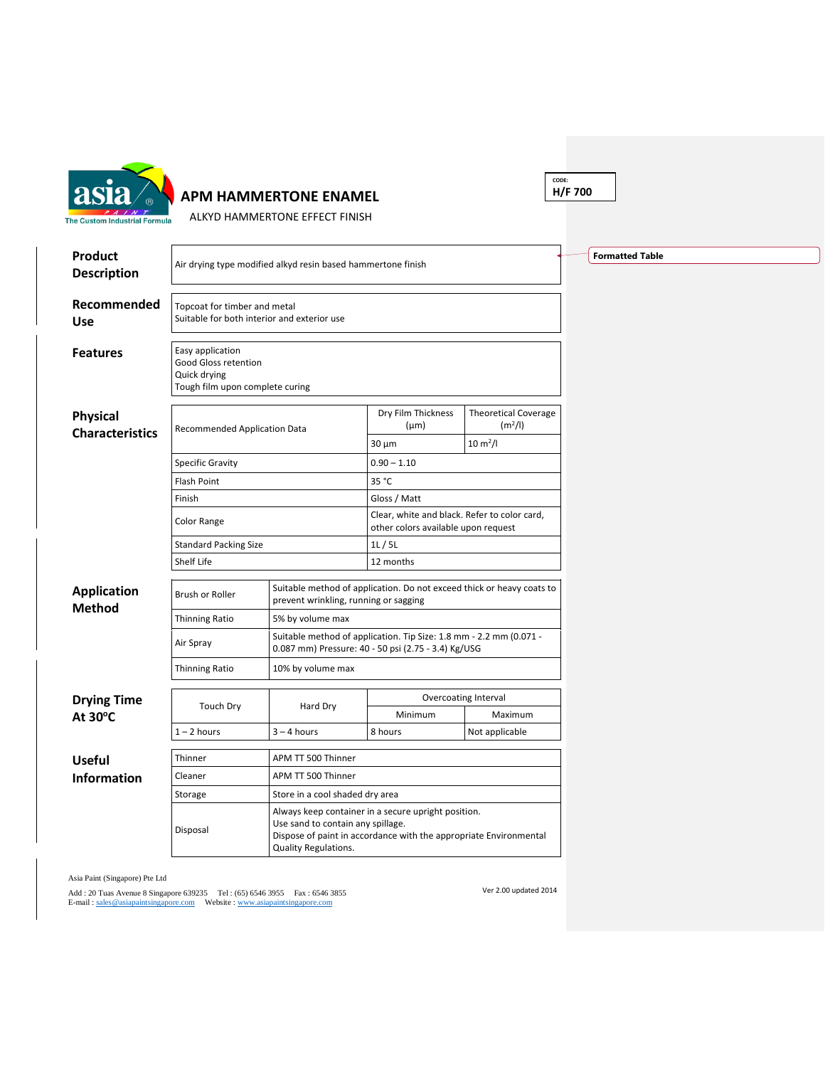# APM HAMMERTONE ENAMEL

ALKYD HAMMERTONE EFFECT FINISH

CODE: **H/F 700**

## Product Description

Air drying type modified alkyd resin based hammertone finish

## Recommended Use

Topcoat for timber and metal
Suitable for both interior and exterior use

## Features

Easy application
Good Gloss retention
Quick drying
Tough film upon complete curing

## Physical Characteristics

| Recommended Application Data | Dry Film Thickness (µm) | Theoretical Coverage ($m^2$/l) |
|---|---|---|
| | 30 µm | 10 $m^2$/l |
| Specific Gravity | 0.90 – 1.10 | |
| Flash Point | 35 °C | |
| Finish | Gloss / Matt | |
| Color Range | Clear, white and black. Refer to color card, other colors available upon request | |
| Standard Packing Size | 1L / 5L | |
| Shelf Life | 12 months | |

## Application Method

| | |
|---|---|
| Brush or Roller | Suitable method of application. Do not exceed thick or heavy coats to prevent wrinkling, running or sagging |
| Thinning Ratio | 5% by volume max |
| Air Spray | Suitable method of application. Tip Size: 1.8 mm - 2.2 mm (0.071 - 0.087 mm) Pressure: 40 - 50 psi (2.75 - 3.4) Kg/USG |
| Thinning Ratio | 10% by volume max |

## Drying Time At 30°C

| Touch Dry | Hard Dry | Overcoating Interval | |
|---|---|---|---|
| | | Minimum | Maximum |
| 1 – 2 hours | 3 – 4 hours | 8 hours | Not applicable |

## Useful Information

| | |
|---|---|
| Thinner | APM TT 500 Thinner |
| Cleaner | APM TT 500 Thinner |
| Storage | Store in a cool shaded dry area |
| Disposal | Always keep container in a secure upright position.<br>Use sand to contain any spillage.<br>Dispose of paint in accordance with the appropriate Environmental Quality Regulations. |

Asia Paint (Singapore) Pte Ltd

Add : 20 Tuas Avenue 8 Singapore 639235 Tel : (65) 6546 3955 Fax : 6546 3855
E-mail : sales@asiapaintsingapore.com Website : www.asiapaintsingapore.com

Ver 2.00 updated 2014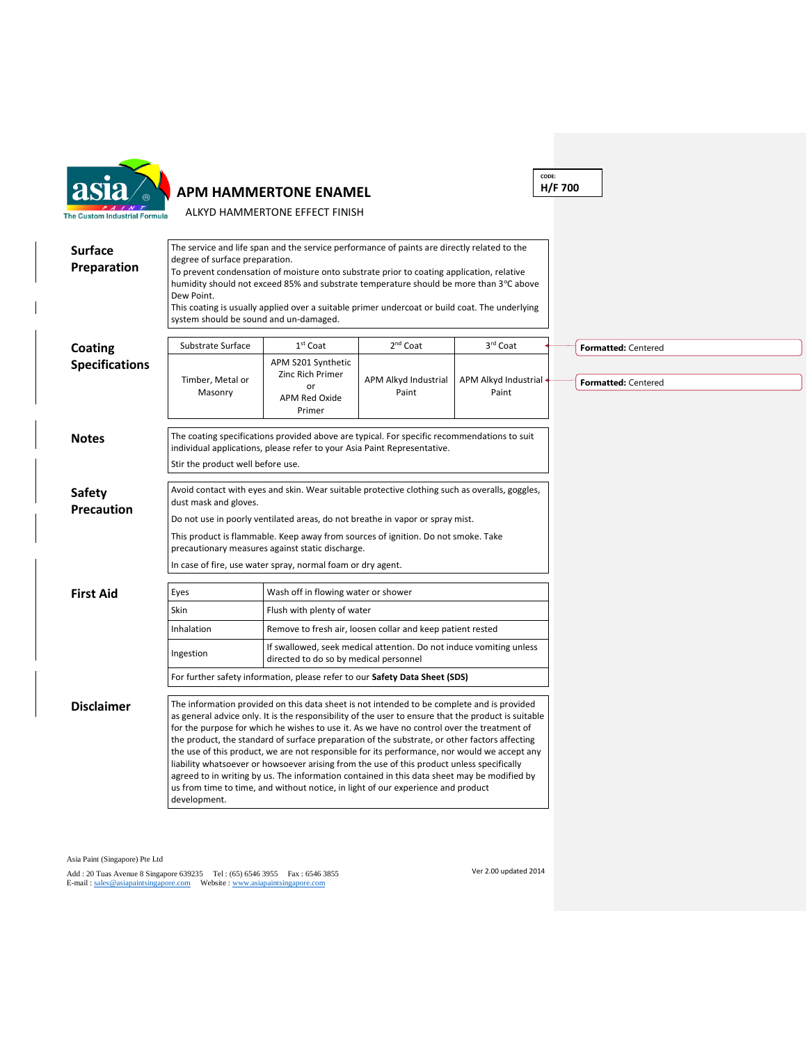# APM HAMMERTONE ENAMEL

ALKYD HAMMERTONE EFFECT FINISH

CODE: **H/F 700**

## Surface Preparation

The service and life span and the service performance of paints are directly related to the degree of surface preparation.
To prevent condensation of moisture onto substrate prior to coating application, relative humidity should not exceed 85% and substrate temperature should be more than 3°C above Dew Point.
This coating is usually applied over a suitable primer undercoat or build coat. The underlying system should be sound and un-damaged.

## Coating Specifications

| Substrate Surface | 1st Coat | 2nd Coat | 3rd Coat |
|---|---|---|---|
| Timber, Metal or Masonry | APM S201 Synthetic Zinc Rich Primer or APM Red Oxide Primer | APM Alkyd Industrial Paint | APM Alkyd Industrial Paint |

## Notes

The coating specifications provided above are typical. For specific recommendations to suit individual applications, please refer to your Asia Paint Representative.

Stir the product well before use.

## Safety Precaution

Avoid contact with eyes and skin. Wear suitable protective clothing such as overalls, goggles, dust mask and gloves.

Do not use in poorly ventilated areas, do not breathe in vapor or spray mist.

This product is flammable. Keep away from sources of ignition. Do not smoke. Take precautionary measures against static discharge.

In case of fire, use water spray, normal foam or dry agent.

## First Aid

| | |
|---|---|
| Eyes | Wash off in flowing water or shower |
| Skin | Flush with plenty of water |
| Inhalation | Remove to fresh air, loosen collar and keep patient rested |
| Ingestion | If swallowed, seek medical attention. Do not induce vomiting unless directed to do so by medical personnel |

For further safety information, please refer to our **Safety Data Sheet (SDS)**

## Disclaimer

The information provided on this data sheet is not intended to be complete and is provided as general advice only. It is the responsibility of the user to ensure that the product is suitable for the purpose for which he wishes to use it. As we have no control over the treatment of the product, the standard of surface preparation of the substrate, or other factors affecting the use of this product, we are not responsible for its performance, nor would we accept any liability whatsoever or howsoever arising from the use of this product unless specifically agreed to in writing by us. The information contained in this data sheet may be modified by us from time to time, and without notice, in light of our experience and product development.

Asia Paint (Singapore) Pte Ltd

Add : 20 Tuas Avenue 8 Singapore 639235 Tel : (65) 6546 3955 Fax : 6546 3855
E-mail : sales@asiapaintsingapore.com Website : www.asiapaintsingapore.com

Ver 2.00 updated 2014